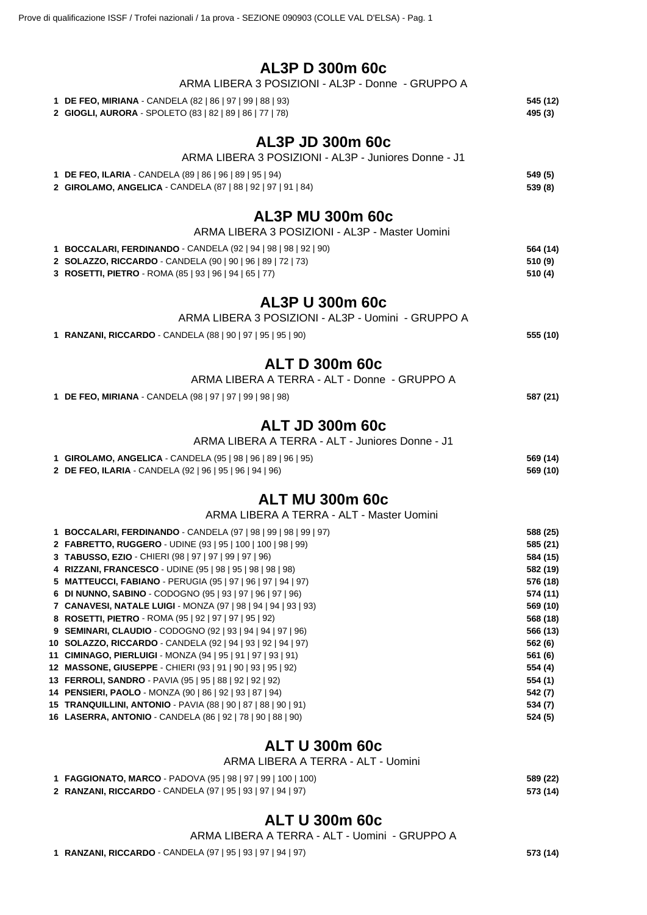## AL3P D 300m 60c

ARMA LIBERA 3 POSIZIONI - AL3P - Donne - GRUPPO A

1 **DE FEO, MIRIANA** - CANDELA (82 | 86 | 97 | 99 | 88 | 93) **545 (12)**
2 **GIOGLI, AURORA** - SPOLETO (83 | 82 | 89 | 86 | 77 | 78) **495 (3)**

## AL3P JD 300m 60c

ARMA LIBERA 3 POSIZIONI - AL3P - Juniores Donne - J1

1 **DE FEO, ILARIA** - CANDELA (89 | 86 | 96 | 89 | 95 | 94) **549 (5)**
2 **GIROLAMO, ANGELICA** - CANDELA (87 | 88 | 92 | 97 | 91 | 84) **539 (8)**

## AL3P MU 300m 60c

ARMA LIBERA 3 POSIZIONI - AL3P - Master Uomini

1 **BOCCALARI, FERDINANDO** - CANDELA (92 | 94 | 98 | 98 | 92 | 90) **564 (14)**
2 **SOLAZZO, RICCARDO** - CANDELA (90 | 90 | 96 | 89 | 72 | 73) **510 (9)**
3 **ROSETTI, PIETRO** - ROMA (85 | 93 | 96 | 94 | 65 | 77) **510 (4)**

## AL3P U 300m 60c

ARMA LIBERA 3 POSIZIONI - AL3P - Uomini - GRUPPO A

1 **RANZANI, RICCARDO** - CANDELA (88 | 90 | 97 | 95 | 95 | 90) **555 (10)**

## ALT D 300m 60c

ARMA LIBERA A TERRA - ALT - Donne - GRUPPO A

1 **DE FEO, MIRIANA** - CANDELA (98 | 97 | 97 | 99 | 98 | 98) **587 (21)**

## ALT JD 300m 60c

ARMA LIBERA A TERRA - ALT - Juniores Donne - J1

1 **GIROLAMO, ANGELICA** - CANDELA (95 | 98 | 96 | 89 | 96 | 95) **569 (14)**
2 **DE FEO, ILARIA** - CANDELA (92 | 96 | 95 | 96 | 94 | 96) **569 (10)**

## ALT MU 300m 60c

ARMA LIBERA A TERRA - ALT - Master Uomini

1 **BOCCALARI, FERDINANDO** - CANDELA (97 | 98 | 99 | 98 | 99 | 97) **588 (25)**
2 **FABRETTO, RUGGERO** - UDINE (93 | 95 | 100 | 100 | 98 | 99) **585 (21)**
3 **TABUSSO, EZIO** - CHIERI (98 | 97 | 97 | 99 | 97 | 96) **584 (15)**
4 **RIZZANI, FRANCESCO** - UDINE (95 | 98 | 95 | 98 | 98 | 98) **582 (19)**
5 **MATTEUCCI, FABIANO** - PERUGIA (95 | 97 | 96 | 97 | 94 | 97) **576 (18)**
6 **DI NUNNO, SABINO** - CODOGNO (95 | 93 | 97 | 96 | 97 | 96) **574 (11)**
7 **CANAVESI, NATALE LUIGI** - MONZA (97 | 98 | 94 | 94 | 93 | 93) **569 (10)**
8 **ROSETTI, PIETRO** - ROMA (95 | 92 | 97 | 97 | 95 | 92) **568 (18)**
9 **SEMINARI, CLAUDIO** - CODOGNO (92 | 93 | 94 | 94 | 97 | 96) **566 (13)**
10 **SOLAZZO, RICCARDO** - CANDELA (92 | 94 | 93 | 92 | 94 | 97) **562 (6)**
11 **CIMINAGO, PIERLUIGI** - MONZA (94 | 95 | 91 | 97 | 93 | 91) **561 (6)**
12 **MASSONE, GIUSEPPE** - CHIERI (93 | 91 | 90 | 93 | 95 | 92) **554 (4)**
13 **FERROLI, SANDRO** - PAVIA (95 | 95 | 88 | 92 | 92 | 92) **554 (1)**
14 **PENSIERI, PAOLO** - MONZA (90 | 86 | 92 | 93 | 87 | 94) **542 (7)**
15 **TRANQUILLINI, ANTONIO** - PAVIA (88 | 90 | 87 | 88 | 90 | 91) **534 (7)**
16 **LASERRA, ANTONIO** - CANDELA (86 | 92 | 78 | 90 | 88 | 90) **524 (5)**

## ALT U 300m 60c

ARMA LIBERA A TERRA - ALT - Uomini

1 **FAGGIONATO, MARCO** - PADOVA (95 | 98 | 97 | 99 | 100 | 100) **589 (22)**
2 **RANZANI, RICCARDO** - CANDELA (97 | 95 | 93 | 97 | 94 | 97) **573 (14)**

## ALT U 300m 60c

ARMA LIBERA A TERRA - ALT - Uomini - GRUPPO A

1 **RANZANI, RICCARDO** - CANDELA (97 | 95 | 93 | 97 | 94 | 97) **573 (14)**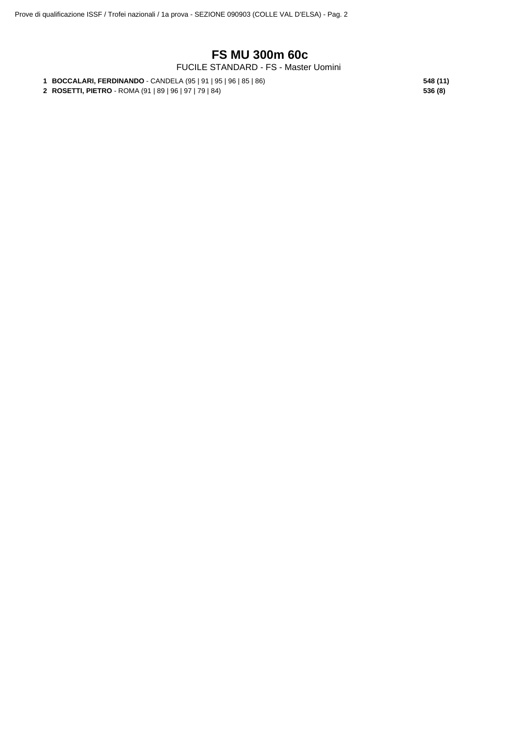# FS MU 300m 60c

FUCILE STANDARD - FS - Master Uomini

1 **BOCCALARI, FERDINANDO** - CANDELA (95 | 91 | 95 | 96 | 85 | 86) **548 (11)**

2 **ROSETTI, PIETRO** - ROMA (91 | 89 | 96 | 97 | 79 | 84) **536 (8)**